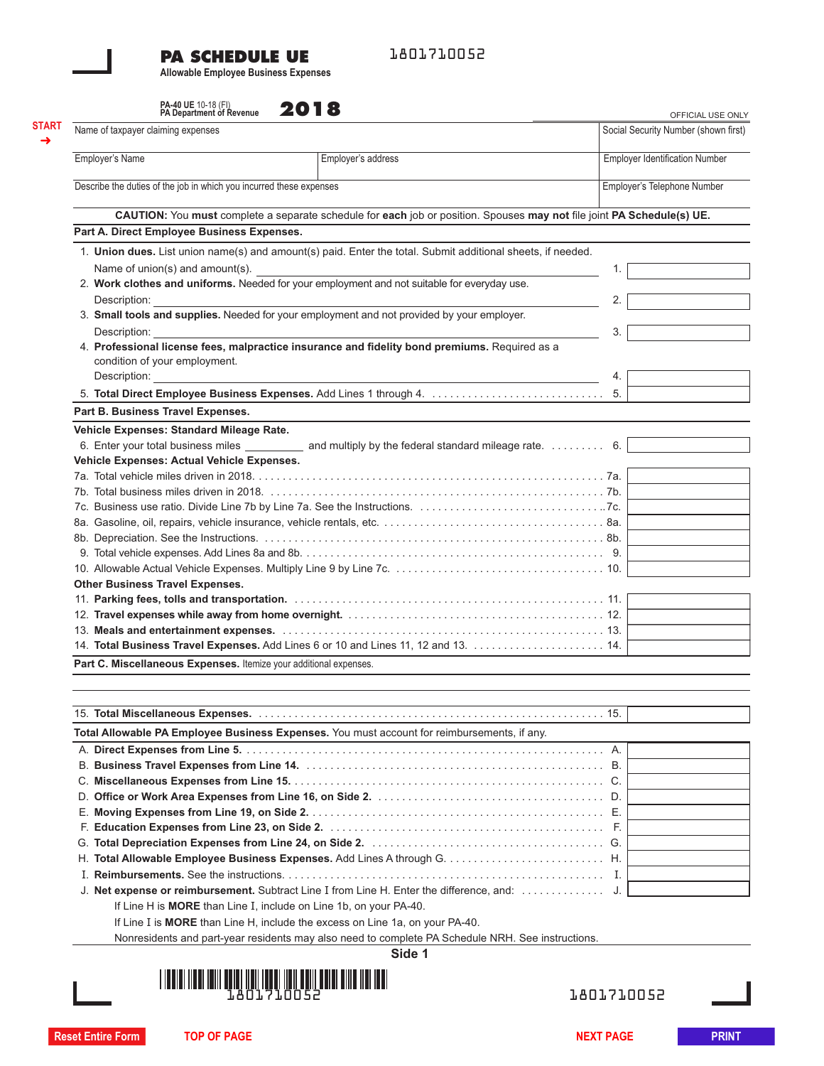# PA SCHEDULE UE

1801710052

**Allowable Employee Business Expenses**

PA-40 UE 10-18 (FI)
PA Department of Revenue

**2018**

OFFICIAL USE ONLY

START →

| Name of taxpayer claiming expenses | | Social Security Number (shown first) |
|---|---|---|
| Employer's Name | Employer's address | Employer Identification Number |
| Describe the duties of the job in which you incurred these expenses | | Employer's Telephone Number |

**CAUTION:** You **must** complete a separate schedule for **each** job or position. Spouses **may not** file joint **PA Schedule(s) UE.**

## Part A. Direct Employee Business Expenses.

1. **Union dues.** List union name(s) and amount(s) paid. Enter the total. Submit additional sheets, if needed.
   Name of union(s) and amount(s). ______ 1. ______
2. **Work clothes and uniforms.** Needed for your employment and not suitable for everyday use.
   Description: ______ 2. ______
3. **Small tools and supplies.** Needed for your employment and not provided by your employer.
   Description: ______ 3. ______
4. **Professional license fees, malpractice insurance and fidelity bond premiums.** Required as a condition of your employment.
   Description: ______ 4. ______
5. **Total Direct Employee Business Expenses.** Add Lines 1 through 4. . . . . 5. ______

## Part B. Business Travel Expenses.

**Vehicle Expenses: Standard Mileage Rate.**

6. Enter your total business miles ______ and multiply by the federal standard mileage rate. . . . . 6. ______

**Vehicle Expenses: Actual Vehicle Expenses.**

7a. Total vehicle miles driven in 2018. . . . . 7a. ______
7b. Total business miles driven in 2018. . . . . 7b. ______
7c. Business use ratio. Divide Line 7b by Line 7a. See the Instructions. . . . . 7c. ______
8a. Gasoline, oil, repairs, vehicle insurance, vehicle rentals, etc. . . . . 8a. ______
8b. Depreciation. See the Instructions. . . . . 8b. ______
9. Total vehicle expenses. Add Lines 8a and 8b. . . . . 9. ______
10. Allowable Actual Vehicle Expenses. Multiply Line 9 by Line 7c. . . . . 10. ______

**Other Business Travel Expenses.**

11. **Parking fees, tolls and transportation.** . . . . . 11. ______
12. **Travel expenses while away from home overnight.** . . . . . 12. ______
13. **Meals and entertainment expenses.** . . . . . 13. ______
14. **Total Business Travel Expenses.** Add Lines 6 or 10 and Lines 11, 12 and 13. . . . . 14. ______

## Part C. Miscellaneous Expenses. Itemize your additional expenses.

______

15. **Total Miscellaneous Expenses.** . . . . . 15. ______

**Total Allowable PA Employee Business Expenses.** You must account for reimbursements, if any.

A. **Direct Expenses from Line 5.** . . . . . A. ______
B. **Business Travel Expenses from Line 14.** . . . . . B. ______
C. **Miscellaneous Expenses from Line 15.** . . . . . C. ______
D. **Office or Work Area Expenses from Line 16, on Side 2.** . . . . . D. ______
E. **Moving Expenses from Line 19, on Side 2.** . . . . . E. ______
F. **Education Expenses from Line 23, on Side 2.** . . . . . F. ______
G. **Total Depreciation Expenses from Line 24, on Side 2.** . . . . . G. ______
H. **Total Allowable Employee Business Expenses.** Add Lines A through G. . . . . H. ______
I. **Reimbursements.** See the instructions. . . . . I. ______
J. **Net expense or reimbursement.** Subtract Line I from Line H. Enter the difference, and: . . . . . J. ______

If Line H is **MORE** than Line I, include on Line 1b, on your PA-40.
If Line I is **MORE** than Line H, include the excess on Line 1a, on your PA-40.
Nonresidents and part-year residents may also need to complete PA Schedule NRH. See instructions.

**Side 1**

1801710052

1801710052

Reset Entire Form | TOP OF PAGE | NEXT PAGE | PRINT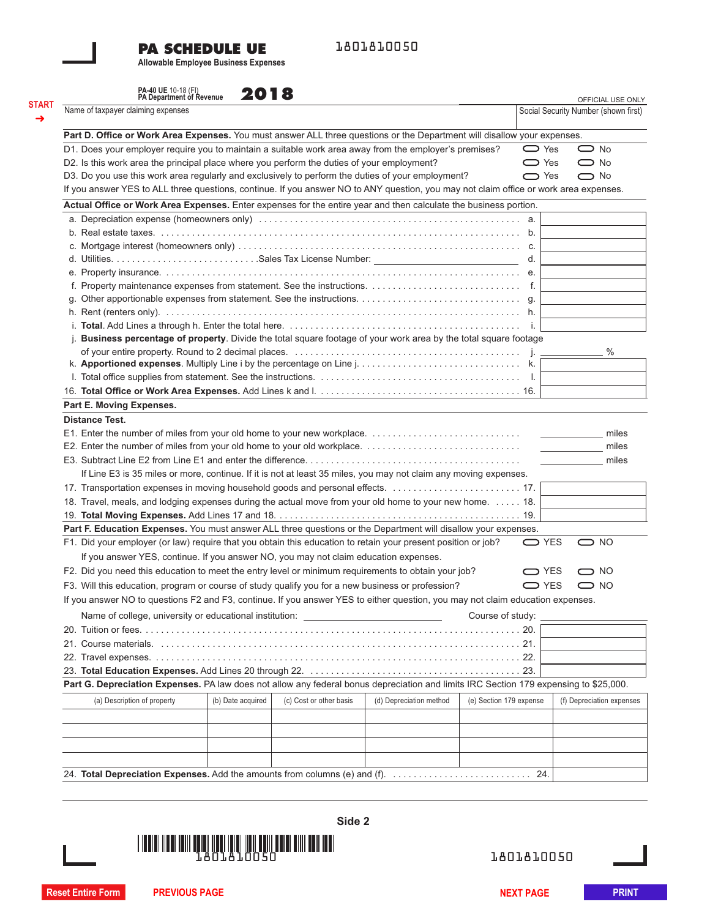# PA SCHEDULE UE

**Allowable Employee Business Expenses**

1801810050

PA-40 UE 10-18 (FI)
PA Department of Revenue

**2018**

OFFICIAL USE ONLY

START →

| Name of taxpayer claiming expenses | Social Security Number (shown first) |
|---|---|
| | |

**Part D. Office or Work Area Expenses.** You must answer ALL three questions or the Department will disallow your expenses.

D1. Does your employer require you to maintain a suitable work area away from the employer's premises? ⬭ Yes ⬭ No

D2. Is this work area the principal place where you perform the duties of your employment? ⬭ Yes ⬭ No

D3. Do you use this work area regularly and exclusively to perform the duties of your employment? ⬭ Yes ⬭ No

If you answer YES to ALL three questions, continue. If you answer NO to ANY question, you may not claim office or work area expenses.

**Actual Office or Work Area Expenses.** Enter expenses for the entire year and then calculate the business portion.

| Line | Description | Amount |
|---|---|---|
| a. | Depreciation expense (homeowners only) | |
| b. | Real estate taxes. | |
| c. | Mortgage interest (homeowners only) | |
| d. | Utilities. Sales Tax License Number: ____________ | |
| e. | Property insurance. | |
| f. | Property maintenance expenses from statement. See the instructions. | |
| g. | Other apportionable expenses from statement. See the instructions. | |
| h. | Rent (renters only). | |
| i. | **Total**. Add Lines a through h. Enter the total here. | |
| j. | **Business percentage of property**. Divide the total square footage of your work area by the total square footage of your entire property. Round to 2 decimal places. | ______ % |
| k. | **Apportioned expenses**. Multiply Line i by the percentage on Line j. | |
| l. | Total office supplies from statement. See the instructions. | |
| 16. | **Total Office or Work Area Expenses.** Add Lines k and l. | |

**Part E. Moving Expenses.**

**Distance Test.**

E1. Enter the number of miles from your old home to your new workplace. ______ miles

E2. Enter the number of miles from your old home to your old workplace. ______ miles

E3. Subtract Line E2 from Line E1 and enter the difference. ______ miles

If Line E3 is 35 miles or more, continue. If it is not at least 35 miles, you may not claim any moving expenses.

| Line | Description | Amount |
|---|---|---|
| 17. | Transportation expenses in moving household goods and personal effects. | |
| 18. | Travel, meals, and lodging expenses during the actual move from your old home to your new home. | |
| 19. | **Total Moving Expenses.** Add Lines 17 and 18. | |

**Part F. Education Expenses.** You must answer ALL three questions or the Department will disallow your expenses.

F1. Did your employer (or law) require that you obtain this education to retain your present position or job? ⬭ YES ⬭ NO

If you answer YES, continue. If you answer NO, you may not claim education expenses.

F2. Did you need this education to meet the entry level or minimum requirements to obtain your job? ⬭ YES ⬭ NO

F3. Will this education, program or course of study qualify you for a new business or profession? ⬭ YES ⬭ NO

If you answer NO to questions F2 and F3, continue. If you answer YES to either question, you may not claim education expenses.

Name of college, university or educational institution: ____________ Course of study: ____________

| Line | Description | Amount |
|---|---|---|
| 20. | Tuition or fees. | |
| 21. | Course materials. | |
| 22. | Travel expenses. | |
| 23. | **Total Education Expenses.** Add Lines 20 through 22. | |

**Part G. Depreciation Expenses.** PA law does not allow any federal bonus depreciation and limits IRC Section 179 expensing to $25,000.

| (a) Description of property | (b) Date acquired | (c) Cost or other basis | (d) Depreciation method | (e) Section 179 expense | (f) Depreciation expenses |
|---|---|---|---|---|---|
| | | | | | |
| | | | | | |
| | | | | | |
| | | | | | |
| 24. **Total Depreciation Expenses.** Add the amounts from columns (e) and (f). | | | | 24. | |

Side 2

1801810050

1801810050

Reset Entire Form | PREVIOUS PAGE | NEXT PAGE | PRINT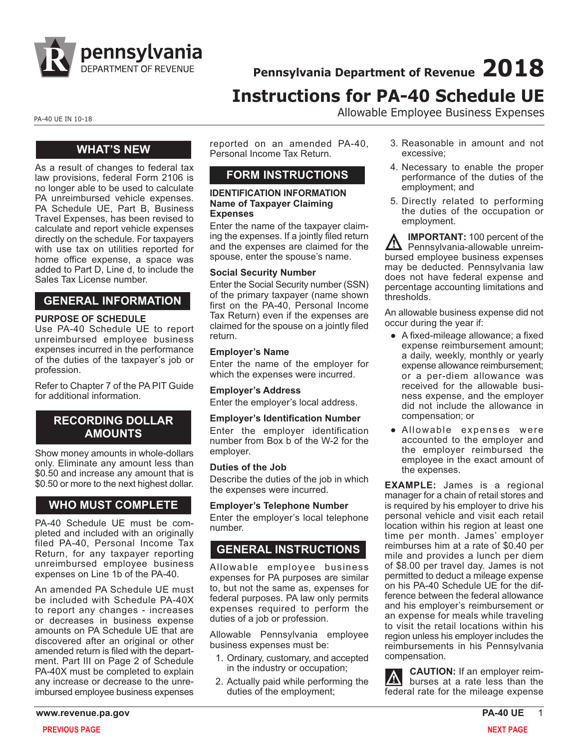# Pennsylvania Department of Revenue 2018

# Instructions for PA-40 Schedule UE

Allowable Employee Business Expenses

PA-40 UE IN 10-18

## WHAT'S NEW

As a result of changes to federal tax law provisions, federal Form 2106 is no longer able to be used to calculate PA unreimbursed vehicle expenses. PA Schedule UE, Part B, Business Travel Expenses, has been revised to calculate and report vehicle expenses directly on the schedule. For taxpayers with use tax on utilities reported for home office expense, a space was added to Part D, Line d, to include the Sales Tax License number.

## GENERAL INFORMATION

**PURPOSE OF SCHEDULE**

Use PA-40 Schedule UE to report unreimbursed employee business expenses incurred in the performance of the duties of the taxpayer's job or profession.

Refer to Chapter 7 of the PA PIT Guide for additional information.

## RECORDING DOLLAR AMOUNTS

Show money amounts in whole-dollars only. Eliminate any amount less than $0.50 and increase any amount that is $0.50 or more to the next highest dollar.

## WHO MUST COMPLETE

PA-40 Schedule UE must be completed and included with an originally filed PA-40, Personal Income Tax Return, for any taxpayer reporting unreimbursed employee business expenses on Line 1b of the PA-40.

An amended PA Schedule UE must be included with Schedule PA-40X to report any changes - increases or decreases in business expense amounts on PA Schedule UE that are discovered after an original or other amended return is filed with the department. Part III on Page 2 of Schedule PA-40X must be completed to explain any increase or decrease to the unreimbursed employee business expenses reported on an amended PA-40, Personal Income Tax Return.

## FORM INSTRUCTIONS

**IDENTIFICATION INFORMATION**

**Name of Taxpayer Claiming Expenses**

Enter the name of the taxpayer claiming the expenses. If a jointly filed return and the expenses are claimed for the spouse, enter the spouse's name.

**Social Security Number**

Enter the Social Security number (SSN) of the primary taxpayer (name shown first on the PA-40, Personal Income Tax Return) even if the expenses are claimed for the spouse on a jointly filed return.

**Employer's Name**

Enter the name of the employer for which the expenses were incurred.

**Employer's Address**

Enter the employer's local address.

**Employer's Identification Number**

Enter the employer identification number from Box b of the W-2 for the employer.

**Duties of the Job**

Describe the duties of the job in which the expenses were incurred.

**Employer's Telephone Number**

Enter the employer's local telephone number.

## GENERAL INSTRUCTIONS

Allowable employee business expenses for PA purposes are similar to, but not the same as, expenses for federal purposes. PA law only permits expenses required to perform the duties of a job or profession.

Allowable Pennsylvania employee business expenses must be:

1. Ordinary, customary, and accepted in the industry or occupation;
2. Actually paid while performing the duties of the employment;
3. Reasonable in amount and not excessive;
4. Necessary to enable the proper performance of the duties of the employment; and
5. Directly related to performing the duties of the occupation or employment.

**IMPORTANT:** 100 percent of the Pennsylvania-allowable unreimbursed employee business expenses may be deducted. Pennsylvania law does not have federal expense and percentage accounting limitations and thresholds.

An allowable business expense did not occur during the year if:

- A fixed-mileage allowance; a fixed expense reimbursement amount; a daily, weekly, monthly or yearly expense allowance reimbursement; or a per-diem allowance was received for the allowable business expense, and the employer did not include the allowance in compensation; or
- Allowable expenses were accounted to the employer and the employer reimbursed the employee in the exact amount of the expenses.

**EXAMPLE:** James is a regional manager for a chain of retail stores and is required by his employer to drive his personal vehicle and visit each retail location within his region at least one time per month. James' employer reimburses him at a rate of $0.40 per mile and provides a lunch per diem of $8.00 per travel day. James is not permitted to deduct a mileage expense on his PA-40 Schedule UE for the difference between the federal allowance and his employer's reimbursement or an expense for meals while traveling to visit the retail locations within his region unless his employer includes the reimbursements in his Pennsylvania compensation.

**CAUTION:** If an employer reimburses at a rate less than the federal rate for the mileage expense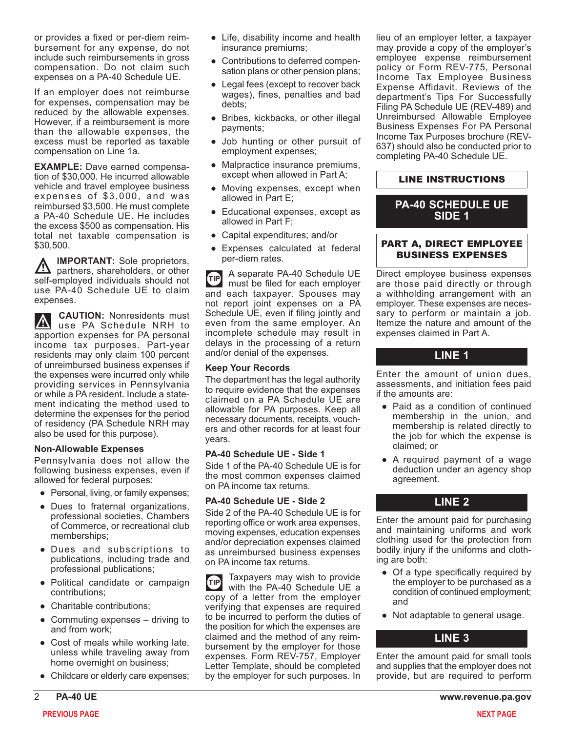or provides a fixed or per-diem reimbursement for any expense, do not include such reimbursements in gross compensation. Do not claim such expenses on a PA-40 Schedule UE.

If an employer does not reimburse for expenses, compensation may be reduced by the allowable expenses. However, if a reimbursement is more than the allowable expenses, the excess must be reported as taxable compensation on Line 1a.

**EXAMPLE:** Dave earned compensation of $30,000. He incurred allowable vehicle and travel employee business expenses of $3,000, and was reimbursed $3,500. He must complete a PA-40 Schedule UE. He includes the excess $500 as compensation. His total net taxable compensation is $30,500.

**IMPORTANT:** Sole proprietors, partners, shareholders, or other self-employed individuals should not use PA-40 Schedule UE to claim expenses.

**CAUTION:** Nonresidents must use PA Schedule NRH to apportion expenses for PA personal income tax purposes. Part-year residents may only claim 100 percent of unreimbursed business expenses if the expenses were incurred only while providing services in Pennsylvania or while a PA resident. Include a statement indicating the method used to determine the expenses for the period of residency (PA Schedule NRH may also be used for this purpose).

### Non-Allowable Expenses

Pennsylvania does not allow the following business expenses, even if allowed for federal purposes:

- Personal, living, or family expenses;
- Dues to fraternal organizations, professional societies, Chambers of Commerce, or recreational club memberships;
- Dues and subscriptions to publications, including trade and professional publications;
- Political candidate or campaign contributions;
- Charitable contributions;
- Commuting expenses – driving to and from work;
- Cost of meals while working late, unless while traveling away from home overnight on business;
- Childcare or elderly care expenses;
- Life, disability income and health insurance premiums;
- Contributions to deferred compensation plans or other pension plans;
- Legal fees (except to recover back wages), fines, penalties and bad debts;
- Bribes, kickbacks, or other illegal payments;
- Job hunting or other pursuit of employment expenses;
- Malpractice insurance premiums, except when allowed in Part A;
- Moving expenses, except when allowed in Part E;
- Educational expenses, except as allowed in Part F;
- Capital expenditures; and/or
- Expenses calculated at federal per-diem rates.

**TIP** A separate PA-40 Schedule UE must be filed for each employer and each taxpayer. Spouses may not report joint expenses on a PA Schedule UE, even if filing jointly and even from the same employer. An incomplete schedule may result in delays in the processing of a return and/or denial of the expenses.

### Keep Your Records

The department has the legal authority to require evidence that the expenses claimed on a PA Schedule UE are allowable for PA purposes. Keep all necessary documents, receipts, vouchers and other records for at least four years.

### PA-40 Schedule UE - Side 1

Side 1 of the PA-40 Schedule UE is for the most common expenses claimed on PA income tax returns.

### PA-40 Schedule UE - Side 2

Side 2 of the PA-40 Schedule UE is for reporting office or work area expenses, moving expenses, education expenses and/or depreciation expenses claimed as unreimbursed business expenses on PA income tax returns.

**TIP** Taxpayers may wish to provide with the PA-40 Schedule UE a copy of a letter from the employer verifying that expenses are required to be incurred to perform the duties of the position for which the expenses are claimed and the method of any reimbursement by the employer for those expenses. Form REV-757, Employer Letter Template, should be completed by the employer for such purposes. In lieu of an employer letter, a taxpayer may provide a copy of the employer's employee expense reimbursement policy or Form REV-775, Personal Income Tax Employee Business Expense Affidavit. Reviews of the department's Tips For Successfully Filing PA Schedule UE (REV-489) and Unreimbursed Allowable Employee Business Expenses For PA Personal Income Tax Purposes brochure (REV-637) should also be conducted prior to completing PA-40 Schedule UE.

## LINE INSTRUCTIONS

## PA-40 SCHEDULE UE SIDE 1

### PART A, DIRECT EMPLOYEE BUSINESS EXPENSES

Direct employee business expenses are those paid directly or through a withholding arrangement with an employer. These expenses are necessary to perform or maintain a job. Itemize the nature and amount of the expenses claimed in Part A.

### LINE 1

Enter the amount of union dues, assessments, and initiation fees paid if the amounts are:

- Paid as a condition of continued membership in the union, and membership is related directly to the job for which the expense is claimed; or
- A required payment of a wage deduction under an agency shop agreement.

### LINE 2

Enter the amount paid for purchasing and maintaining uniforms and work clothing used for the protection from bodily injury if the uniforms and clothing are both:

- Of a type specifically required by the employer to be purchased as a condition of continued employment; and
- Not adaptable to general usage.

### LINE 3

Enter the amount paid for small tools and supplies that the employer does not provide, but are required to perform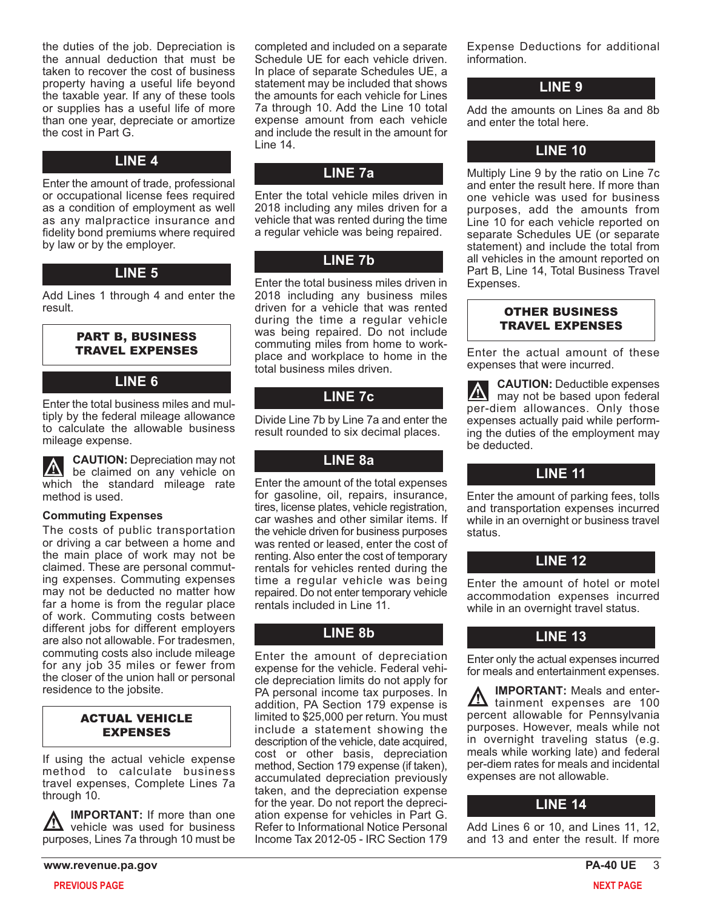the duties of the job. Depreciation is the annual deduction that must be taken to recover the cost of business property having a useful life beyond the taxable year. If any of these tools or supplies has a useful life of more than one year, depreciate or amortize the cost in Part G.

## LINE 4

Enter the amount of trade, professional or occupational license fees required as a condition of employment as well as any malpractice insurance and fidelity bond premiums where required by law or by the employer.

## LINE 5

Add Lines 1 through 4 and enter the result.

## PART B, BUSINESS TRAVEL EXPENSES

## LINE 6

Enter the total business miles and multiply by the federal mileage allowance to calculate the allowable business mileage expense.

**CAUTION:** Depreciation may not be claimed on any vehicle on which the standard mileage rate method is used.

### Commuting Expenses

The costs of public transportation or driving a car between a home and the main place of work may not be claimed. These are personal commuting expenses. Commuting expenses may not be deducted no matter how far a home is from the regular place of work. Commuting costs between different jobs for different employers are also not allowable. For tradesmen, commuting costs also include mileage for any job 35 miles or fewer from the closer of the union hall or personal residence to the jobsite.

## ACTUAL VEHICLE EXPENSES

If using the actual vehicle expense method to calculate business travel expenses, Complete Lines 7a through 10.

**IMPORTANT:** If more than one vehicle was used for business purposes, Lines 7a through 10 must be completed and included on a separate Schedule UE for each vehicle driven. In place of separate Schedules UE, a statement may be included that shows the amounts for each vehicle for Lines 7a through 10. Add the Line 10 total expense amount from each vehicle and include the result in the amount for Line 14.

## LINE 7a

Enter the total vehicle miles driven in 2018 including any miles driven for a vehicle that was rented during the time a regular vehicle was being repaired.

## LINE 7b

Enter the total business miles driven in 2018 including any business miles driven for a vehicle that was rented during the time a regular vehicle was being repaired. Do not include commuting miles from home to workplace and workplace to home in the total business miles driven.

## LINE 7c

Divide Line 7b by Line 7a and enter the result rounded to six decimal places.

## LINE 8a

Enter the amount of the total expenses for gasoline, oil, repairs, insurance, tires, license plates, vehicle registration, car washes and other similar items. If the vehicle driven for business purposes was rented or leased, enter the cost of renting. Also enter the cost of temporary rentals for vehicles rented during the time a regular vehicle was being repaired. Do not enter temporary vehicle rentals included in Line 11.

## LINE 8b

Enter the amount of depreciation expense for the vehicle. Federal vehicle depreciation limits do not apply for PA personal income tax purposes. In addition, PA Section 179 expense is limited to $25,000 per return. You must include a statement showing the description of the vehicle, date acquired, cost or other basis, depreciation method, Section 179 expense (if taken), accumulated depreciation previously taken, and the depreciation expense for the year. Do not report the depreciation expense for vehicles in Part G. Refer to Informational Notice Personal Income Tax 2012-05 - IRC Section 179 Expense Deductions for additional information.

## LINE 9

Add the amounts on Lines 8a and 8b and enter the total here.

## LINE 10

Multiply Line 9 by the ratio on Line 7c and enter the result here. If more than one vehicle was used for business purposes, add the amounts from Line 10 for each vehicle reported on separate Schedules UE (or separate statement) and include the total from all vehicles in the amount reported on Part B, Line 14, Total Business Travel Expenses.

## OTHER BUSINESS TRAVEL EXPENSES

Enter the actual amount of these expenses that were incurred.

**CAUTION:** Deductible expenses may not be based upon federal per-diem allowances. Only those expenses actually paid while performing the duties of the employment may be deducted.

## LINE 11

Enter the amount of parking fees, tolls and transportation expenses incurred while in an overnight or business travel status.

## LINE 12

Enter the amount of hotel or motel accommodation expenses incurred while in an overnight travel status.

## LINE 13

Enter only the actual expenses incurred for meals and entertainment expenses.

**IMPORTANT:** Meals and entertainment expenses are 100 percent allowable for Pennsylvania purposes. However, meals while not in overnight traveling status (e.g. meals while working late) and federal per-diem rates for meals and incidental expenses are not allowable.

## LINE 14

Add Lines 6 or 10, and Lines 11, 12, and 13 and enter the result. If more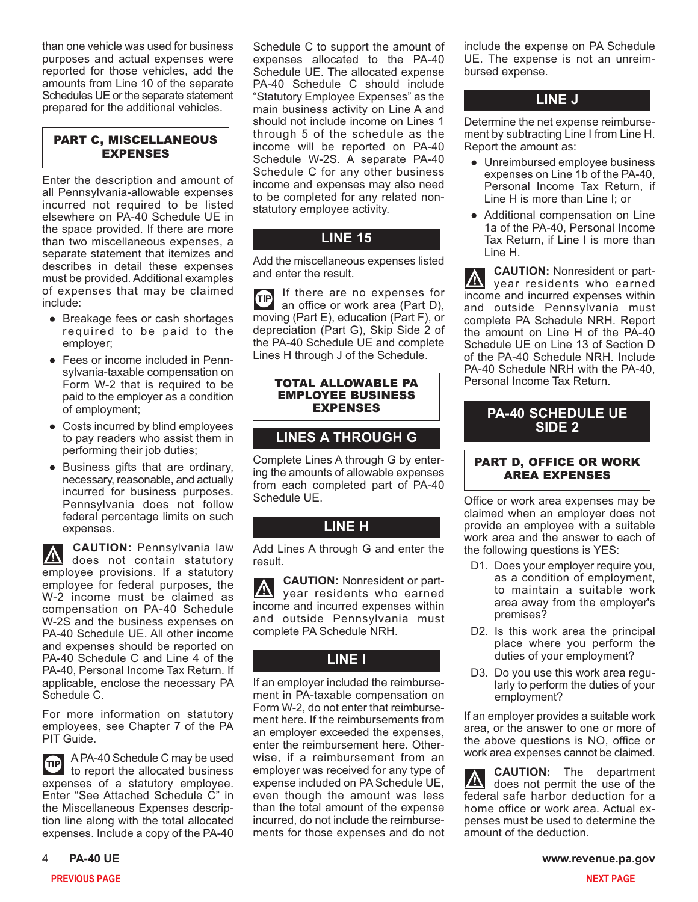than one vehicle was used for business purposes and actual expenses were reported for those vehicles, add the amounts from Line 10 of the separate Schedules UE or the separate statement prepared for the additional vehicles.

### PART C, MISCELLANEOUS EXPENSES

Enter the description and amount of all Pennsylvania-allowable expenses incurred not required to be listed elsewhere on PA-40 Schedule UE in the space provided. If there are more than two miscellaneous expenses, a separate statement that itemizes and describes in detail these expenses must be provided. Additional examples of expenses that may be claimed include:

- Breakage fees or cash shortages required to be paid to the employer;
- Fees or income included in Pennsylvania-taxable compensation on Form W-2 that is required to be paid to the employer as a condition of employment;
- Costs incurred by blind employees to pay readers who assist them in performing their job duties;
- Business gifts that are ordinary, necessary, reasonable, and actually incurred for business purposes. Pennsylvania does not follow federal percentage limits on such expenses.

**CAUTION:** Pennsylvania law does not contain statutory employee provisions. If a statutory employee for federal purposes, the W-2 income must be claimed as compensation on PA-40 Schedule W-2S and the business expenses on PA-40 Schedule UE. All other income and expenses should be reported on PA-40 Schedule C and Line 4 of the PA-40, Personal Income Tax Return. If applicable, enclose the necessary PA Schedule C.

For more information on statutory employees, see Chapter 7 of the PA PIT Guide.

**TIP** A PA-40 Schedule C may be used to report the allocated business expenses of a statutory employee. Enter "See Attached Schedule C" in the Miscellaneous Expenses description line along with the total allocated expenses. Include a copy of the PA-40 Schedule C to support the amount of expenses allocated to the PA-40 Schedule UE. The allocated expense PA-40 Schedule C should include "Statutory Employee Expenses" as the main business activity on Line A and should not include income on Lines 1 through 5 of the schedule as the income will be reported on PA-40 Schedule W-2S. A separate PA-40 Schedule C for any other business income and expenses may also need to be completed for any related non-statutory employee activity.

## LINE 15

Add the miscellaneous expenses listed and enter the result.

**TIP** If there are no expenses for an office or work area (Part D), moving (Part E), education (Part F), or depreciation (Part G), Skip Side 2 of the PA-40 Schedule UE and complete Lines H through J of the Schedule.

### TOTAL ALLOWABLE PA EMPLOYEE BUSINESS EXPENSES

## LINES A THROUGH G

Complete Lines A through G by entering the amounts of allowable expenses from each completed part of PA-40 Schedule UE.

## LINE H

Add Lines A through G and enter the result.

**CAUTION:** Nonresident or part-year residents who earned income and incurred expenses within and outside Pennsylvania must complete PA Schedule NRH.

## LINE I

If an employer included the reimbursement in PA-taxable compensation on Form W-2, do not enter that reimbursement here. If the reimbursements from an employer exceeded the expenses, enter the reimbursement here. Otherwise, if a reimbursement from an employer was received for any type of expense included on PA Schedule UE, even though the amount was less than the total amount of the expense incurred, do not include the reimbursements for those expenses and do not include the expense on PA Schedule UE. The expense is not an unreimbursed expense.

## LINE J

Determine the net expense reimbursement by subtracting Line I from Line H. Report the amount as:

- Unreimbursed employee business expenses on Line 1b of the PA-40, Personal Income Tax Return, if Line H is more than Line I; or
- Additional compensation on Line 1a of the PA-40, Personal Income Tax Return, if Line I is more than Line H.

**CAUTION:** Nonresident or part-year residents who earned income and incurred expenses within and outside Pennsylvania must complete PA Schedule NRH. Report the amount on Line H of the PA-40 Schedule UE on Line 13 of Section D of the PA-40 Schedule NRH. Include PA-40 Schedule NRH with the PA-40, Personal Income Tax Return.

## PA-40 SCHEDULE UE SIDE 2

### PART D, OFFICE OR WORK AREA EXPENSES

Office or work area expenses may be claimed when an employer does not provide an employee with a suitable work area and the answer to each of the following questions is YES:

D1. Does your employer require you, as a condition of employment, to maintain a suitable work area away from the employer's premises?

D2. Is this work area the principal place where you perform the duties of your employment?

D3. Do you use this work area regularly to perform the duties of your employment?

If an employer provides a suitable work area, or the answer to one or more of the above questions is NO, office or work area expenses cannot be claimed.

**CAUTION:** The department does not permit the use of the federal safe harbor deduction for a home office or work area. Actual expenses must be used to determine the amount of the deduction.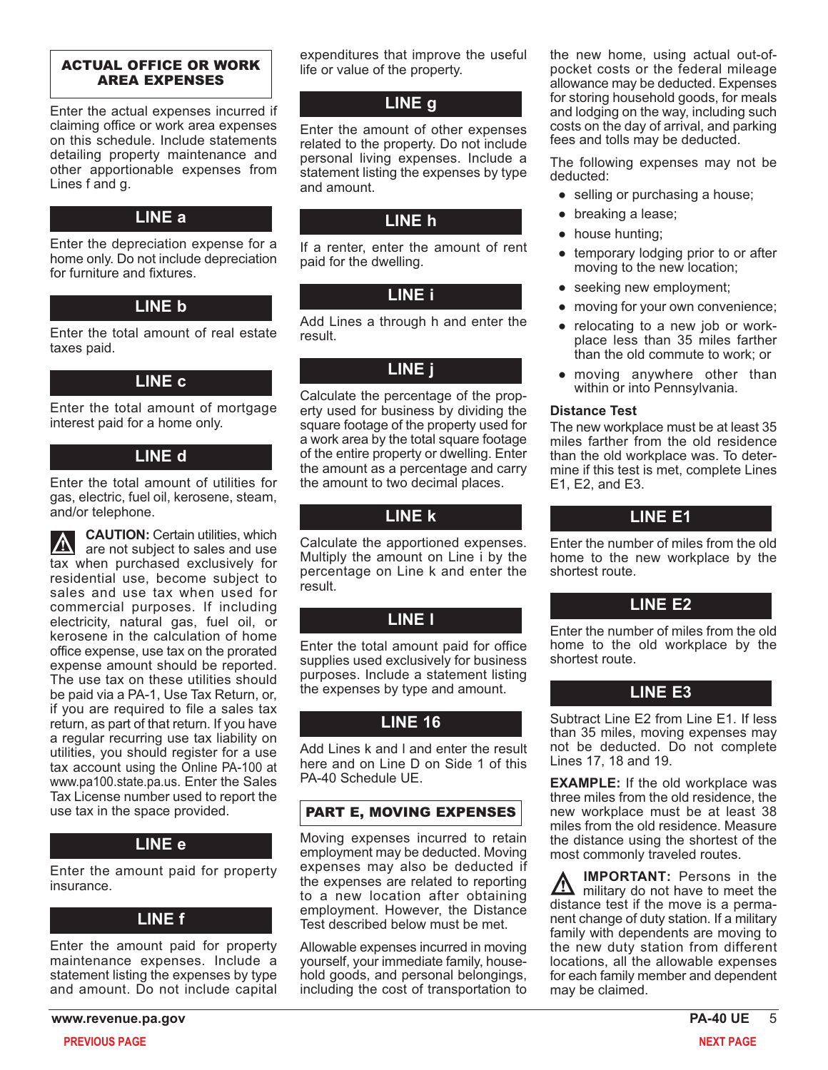## ACTUAL OFFICE OR WORK AREA EXPENSES

Enter the actual expenses incurred if claiming office or work area expenses on this schedule. Include statements detailing property maintenance and other apportionable expenses from Lines f and g.

### LINE a

Enter the depreciation expense for a home only. Do not include depreciation for furniture and fixtures.

### LINE b

Enter the total amount of real estate taxes paid.

### LINE c

Enter the total amount of mortgage interest paid for a home only.

### LINE d

Enter the total amount of utilities for gas, electric, fuel oil, kerosene, steam, and/or telephone.

**CAUTION:** Certain utilities, which are not subject to sales and use tax when purchased exclusively for residential use, become subject to sales and use tax when used for commercial purposes. If including electricity, natural gas, fuel oil, or kerosene in the calculation of home office expense, use tax on the prorated expense amount should be reported. The use tax on these utilities should be paid via a PA-1, Use Tax Return, or, if you are required to file a sales tax return, as part of that return. If you have a regular recurring use tax liability on utilities, you should register for a use tax account using the Online PA-100 at www.pa100.state.pa.us. Enter the Sales Tax License number used to report the use tax in the space provided.

### LINE e

Enter the amount paid for property insurance.

### LINE f

Enter the amount paid for property maintenance expenses. Include a statement listing the expenses by type and amount. Do not include capital expenditures that improve the useful life or value of the property.

### LINE g

Enter the amount of other expenses related to the property. Do not include personal living expenses. Include a statement listing the expenses by type and amount.

### LINE h

If a renter, enter the amount of rent paid for the dwelling.

### LINE i

Add Lines a through h and enter the result.

### LINE j

Calculate the percentage of the property used for business by dividing the square footage of the property used for a work area by the total square footage of the entire property or dwelling. Enter the amount as a percentage and carry the amount to two decimal places.

### LINE k

Calculate the apportioned expenses. Multiply the amount on Line i by the percentage on Line k and enter the result.

### LINE l

Enter the total amount paid for office supplies used exclusively for business purposes. Include a statement listing the expenses by type and amount.

### LINE 16

Add Lines k and l and enter the result here and on Line D on Side 1 of this PA-40 Schedule UE.

## PART E, MOVING EXPENSES

Moving expenses incurred to retain employment may be deducted. Moving expenses may also be deducted if the expenses are related to reporting to a new location after obtaining employment. However, the Distance Test described below must be met.

Allowable expenses incurred in moving yourself, your immediate family, household goods, and personal belongings, including the cost of transportation to the new home, using actual out-of-pocket costs or the federal mileage allowance may be deducted. Expenses for storing household goods, for meals and lodging on the way, including such costs on the day of arrival, and parking fees and tolls may be deducted.

The following expenses may not be deducted:

- selling or purchasing a house;
- breaking a lease;
- house hunting;
- temporary lodging prior to or after moving to the new location;
- seeking new employment;
- moving for your own convenience;
- relocating to a new job or workplace less than 35 miles farther than the old commute to work; or
- moving anywhere other than within or into Pennsylvania.

**Distance Test**

The new workplace must be at least 35 miles farther from the old residence than the old workplace was. To determine if this test is met, complete Lines E1, E2, and E3.

### LINE E1

Enter the number of miles from the old home to the new workplace by the shortest route.

### LINE E2

Enter the number of miles from the old home to the old workplace by the shortest route.

### LINE E3

Subtract Line E2 from Line E1. If less than 35 miles, moving expenses may not be deducted. Do not complete Lines 17, 18 and 19.

**EXAMPLE:** If the old workplace was three miles from the old residence, the new workplace must be at least 38 miles from the old residence. Measure the distance using the shortest of the most commonly traveled routes.

**IMPORTANT:** Persons in the military do not have to meet the distance test if the move is a permanent change of duty station. If a military family with dependents are moving to the new duty station from different locations, all the allowable expenses for each family member and dependent may be claimed.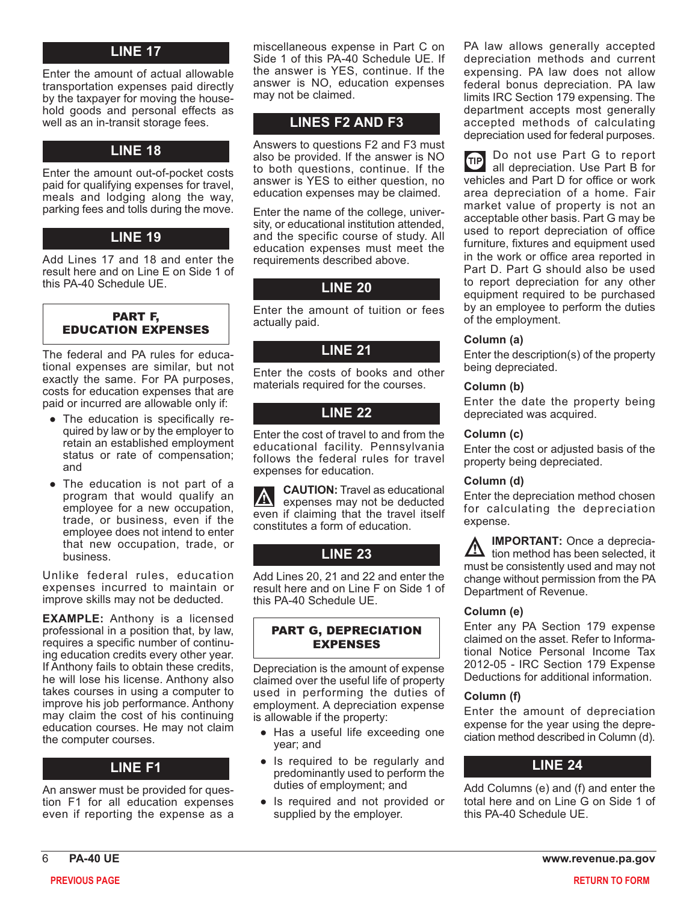## LINE 17

Enter the amount of actual allowable transportation expenses paid directly by the taxpayer for moving the household goods and personal effects as well as an in-transit storage fees.

## LINE 18

Enter the amount out-of-pocket costs paid for qualifying expenses for travel, meals and lodging along the way, parking fees and tolls during the move.

## LINE 19

Add Lines 17 and 18 and enter the result here and on Line E on Side 1 of this PA-40 Schedule UE.

## PART F, EDUCATION EXPENSES

The federal and PA rules for educational expenses are similar, but not exactly the same. For PA purposes, costs for education expenses that are paid or incurred are allowable only if:

- The education is specifically required by law or by the employer to retain an established employment status or rate of compensation; and
- The education is not part of a program that would qualify an employee for a new occupation, trade, or business, even if the employee does not intend to enter that new occupation, trade, or business.

Unlike federal rules, education expenses incurred to maintain or improve skills may not be deducted.

**EXAMPLE:** Anthony is a licensed professional in a position that, by law, requires a specific number of continuing education credits every other year. If Anthony fails to obtain these credits, he will lose his license. Anthony also takes courses in using a computer to improve his job performance. Anthony may claim the cost of his continuing education courses. He may not claim the computer courses.

## LINE F1

An answer must be provided for question F1 for all education expenses even if reporting the expense as a miscellaneous expense in Part C on Side 1 of this PA-40 Schedule UE. If the answer is YES, continue. If the answer is NO, education expenses may not be claimed.

## LINES F2 AND F3

Answers to questions F2 and F3 must also be provided. If the answer is NO to both questions, continue. If the answer is YES to either question, no education expenses may be claimed.

Enter the name of the college, university, or educational institution attended, and the specific course of study. All education expenses must meet the requirements described above.

## LINE 20

Enter the amount of tuition or fees actually paid.

## LINE 21

Enter the costs of books and other materials required for the courses.

## LINE 22

Enter the cost of travel to and from the educational facility. Pennsylvania follows the federal rules for travel expenses for education.

**CAUTION:** Travel as educational expenses may not be deducted even if claiming that the travel itself constitutes a form of education.

## LINE 23

Add Lines 20, 21 and 22 and enter the result here and on Line F on Side 1 of this PA-40 Schedule UE.

## PART G, DEPRECIATION EXPENSES

Depreciation is the amount of expense claimed over the useful life of property used in performing the duties of employment. A depreciation expense is allowable if the property:

- Has a useful life exceeding one year; and
- Is required to be regularly and predominantly used to perform the duties of employment; and
- Is required and not provided or supplied by the employer.

PA law allows generally accepted depreciation methods and current expensing. PA law does not allow federal bonus depreciation. PA law limits IRC Section 179 expensing. The department accepts most generally accepted methods of calculating depreciation used for federal purposes.

**TIP** Do not use Part G to report all depreciation. Use Part B for vehicles and Part D for office or work area depreciation of a home. Fair market value of property is not an acceptable other basis. Part G may be used to report depreciation of office furniture, fixtures and equipment used in the work or office area reported in Part D. Part G should also be used to report depreciation for any other equipment required to be purchased by an employee to perform the duties of the employment.

### Column (a)

Enter the description(s) of the property being depreciated.

### Column (b)

Enter the date the property being depreciated was acquired.

### Column (c)

Enter the cost or adjusted basis of the property being depreciated.

### Column (d)

Enter the depreciation method chosen for calculating the depreciation expense.

**IMPORTANT:** Once a depreciation method has been selected, it must be consistently used and may not change without permission from the PA Department of Revenue.

### Column (e)

Enter any PA Section 179 expense claimed on the asset. Refer to Informational Notice Personal Income Tax 2012-05 - IRC Section 179 Expense Deductions for additional information.

### Column (f)

Enter the amount of depreciation expense for the year using the depreciation method described in Column (d).

## LINE 24

Add Columns (e) and (f) and enter the total here and on Line G on Side 1 of this PA-40 Schedule UE.